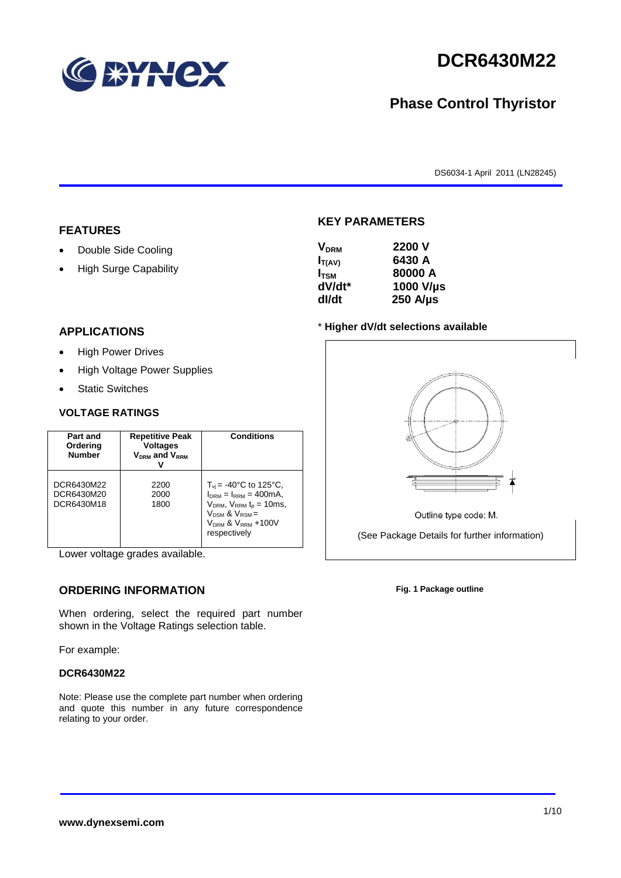# DCR6430M22

## Phase Control Thyristor

DS6034-1 April 2011 (LN28245)

## FEATURES

- Double Side Cooling
- High Surge Capability

## APPLICATIONS

- High Power Drives
- High Voltage Power Supplies
- Static Switches

## VOLTAGE RATINGS

| Part and Ordering Number | Repetitive Peak Voltages $V_{DRM}$ and $V_{RRM}$ V | Conditions |
|---|---|---|
| DCR6430M22<br>DCR6430M20<br>DCR6430M18 | 2200<br>2000<br>1800 | $T_{vj}$ = -40°C to 125°C, $I_{DRM}$ = $I_{RRM}$ = 400mA, $V_{DRM}$, $V_{RRM}$ $t_p$ = 10ms, $V_{DSM}$ & $V_{RSM}$ = $V_{DRM}$ & $V_{RRM}$ +100V respectively |

Lower voltage grades available.

## ORDERING INFORMATION

When ordering, select the required part number shown in the Voltage Ratings selection table.

For example:

**DCR6430M22**

Note: Please use the complete part number when ordering and quote this number in any future correspondence relating to your order.

## KEY PARAMETERS

| | |
|---|---|
| $V_{DRM}$ | 2200 V |
| $I_{T(AV)}$ | 6430 A |
| $I_{TSM}$ | 80000 A |
| dV/dt* | 1000 V/µs |
| dI/dt | 250 A/µs |

\* Higher dV/dt selections available

Outline type code: M.

(See Package Details for further information)

**Fig. 1 Package outline**

**www.dynexsemi.com**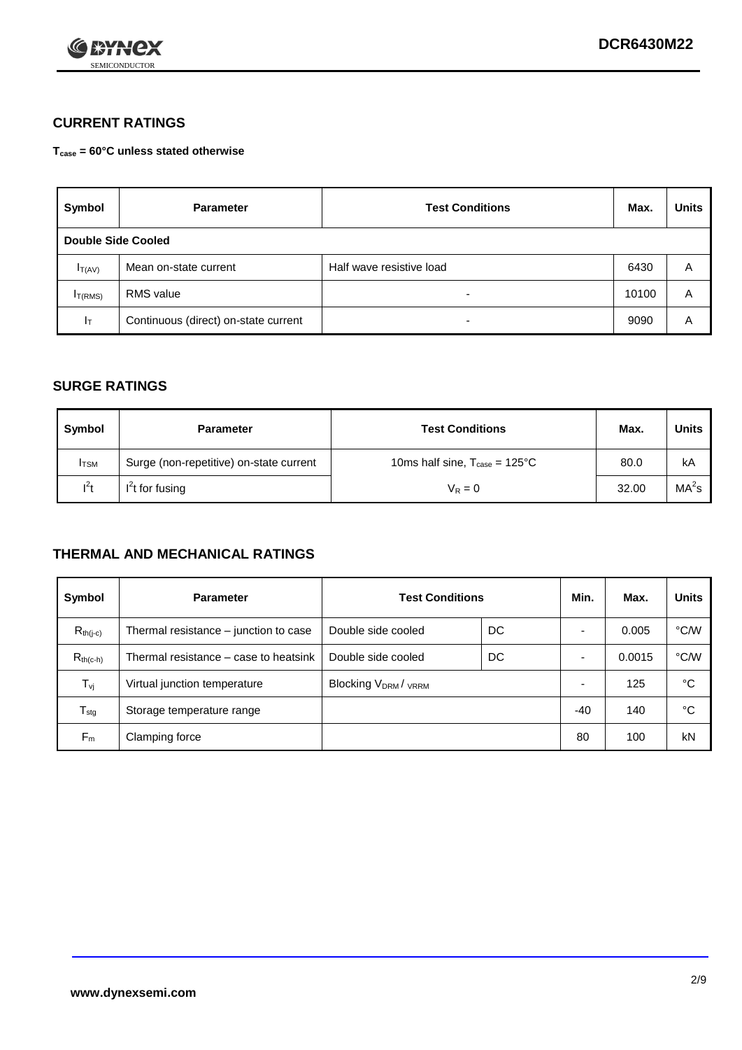## CURRENT RATINGS

**$T_{case}$ = 60°C unless stated otherwise**

| Symbol | Parameter | Test Conditions | Max. | Units |
|---|---|---|---|---|
| **Double Side Cooled** | | | | |
| $I_{T(AV)}$ | Mean on-state current | Half wave resistive load | 6430 | A |
| $I_{T(RMS)}$ | RMS value | - | 10100 | A |
| $I_T$ | Continuous (direct) on-state current | - | 9090 | A |

## SURGE RATINGS

| Symbol | Parameter | Test Conditions | Max. | Units |
|---|---|---|---|---|
| $I_{TSM}$ | Surge (non-repetitive) on-state current | 10ms half sine, $T_{case}$ = 125°C | 80.0 | kA |
| $I^2t$ | $I^2t$ for fusing | $V_R = 0$ | 32.00 | $MA^2s$ |

## THERMAL AND MECHANICAL RATINGS

| Symbol | Parameter | Test Conditions | | Min. | Max. | Units |
|---|---|---|---|---|---|---|
| $R_{th(j-c)}$ | Thermal resistance – junction to case | Double side cooled | DC | - | 0.005 | °C/W |
| $R_{th(c-h)}$ | Thermal resistance – case to heatsink | Double side cooled | DC | - | 0.0015 | °C/W |
| $T_{vj}$ | Virtual junction temperature | Blocking $V_{DRM}$ / $_{VRRM}$ | | - | 125 | °C |
| $T_{stg}$ | Storage temperature range | | | -40 | 140 | °C |
| $F_m$ | Clamping force | | | 80 | 100 | kN |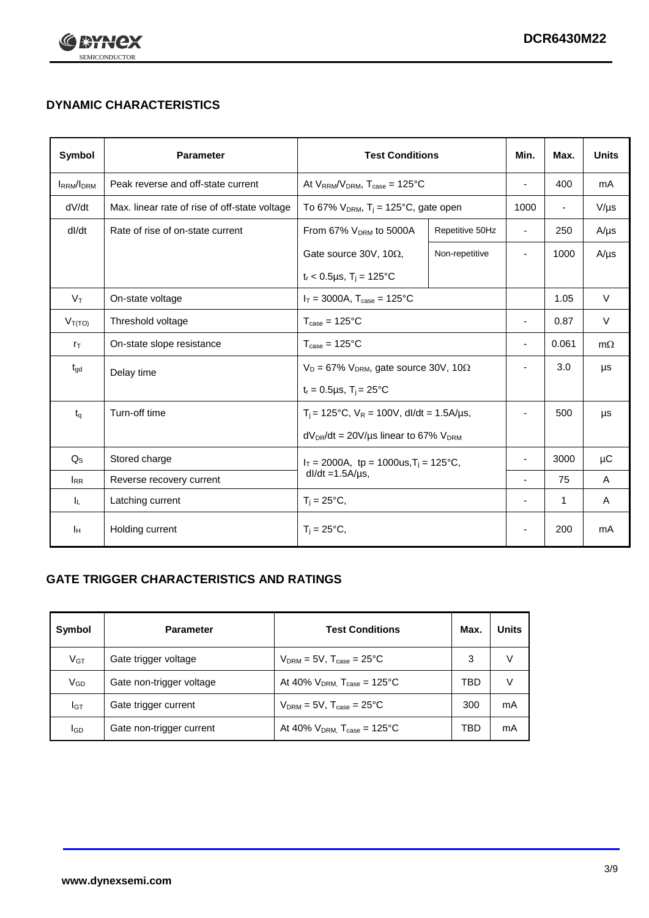## DYNAMIC CHARACTERISTICS

| Symbol | Parameter | Test Conditions | | Min. | Max. | Units |
|---|---|---|---|---|---|---|
| $I_{RRM}/I_{DRM}$ | Peak reverse and off-state current | At $V_{RRM}/V_{DRM}$, $T_{case}$ = 125°C | | - | 400 | mA |
| dV/dt | Max. linear rate of rise of off-state voltage | To 67% $V_{DRM}$, $T_j$ = 125°C, gate open | | 1000 | - | V/µs |
| dI/dt | Rate of rise of on-state current | From 67% $V_{DRM}$ to 5000A | Repetitive 50Hz | - | 250 | A/µs |
| | | Gate source 30V, 10Ω, $t_r$ < 0.5µs, $T_j$ = 125°C | Non-repetitive | - | 1000 | A/µs |
| $V_T$ | On-state voltage | $I_T$ = 3000A, $T_{case}$ = 125°C | | | 1.05 | V |
| $V_{T(TO)}$ | Threshold voltage | $T_{case}$ = 125°C | | - | 0.87 | V |
| $r_T$ | On-state slope resistance | $T_{case}$ = 125°C | | - | 0.061 | mΩ |
| $t_{gd}$ | Delay time | $V_D$ = 67% $V_{DRM}$, gate source 30V, 10Ω, $t_r$ = 0.5µs, $T_j$ = 25°C | | - | 3.0 | µs |
| $t_q$ | Turn-off time | $T_j$ = 125°C, $V_R$ = 100V, dI/dt = 1.5A/µs, $dV_{DR}/dt$ = 20V/µs linear to 67% $V_{DRM}$ | | - | 500 | µs |
| $Q_S$ | Stored charge | $I_T$ = 2000A, tp = 1000us, $T_j$ = 125°C, dI/dt =1.5A/µs, | | - | 3000 | µC |
| $I_{RR}$ | Reverse recovery current | | | - | 75 | A |
| $I_L$ | Latching current | $T_j$ = 25°C, | | - | 1 | A |
| $I_H$ | Holding current | $T_j$ = 25°C, | | - | 200 | mA |

## GATE TRIGGER CHARACTERISTICS AND RATINGS

| Symbol | Parameter | Test Conditions | Max. | Units |
|---|---|---|---|---|
| $V_{GT}$ | Gate trigger voltage | $V_{DRM}$ = 5V, $T_{case}$ = 25°C | 3 | V |
| $V_{GD}$ | Gate non-trigger voltage | At 40% $V_{DRM}$, $T_{case}$ = 125°C | TBD | V |
| $I_{GT}$ | Gate trigger current | $V_{DRM}$ = 5V, $T_{case}$ = 25°C | 300 | mA |
| $I_{GD}$ | Gate non-trigger current | At 40% $V_{DRM}$, $T_{case}$ = 125°C | TBD | mA |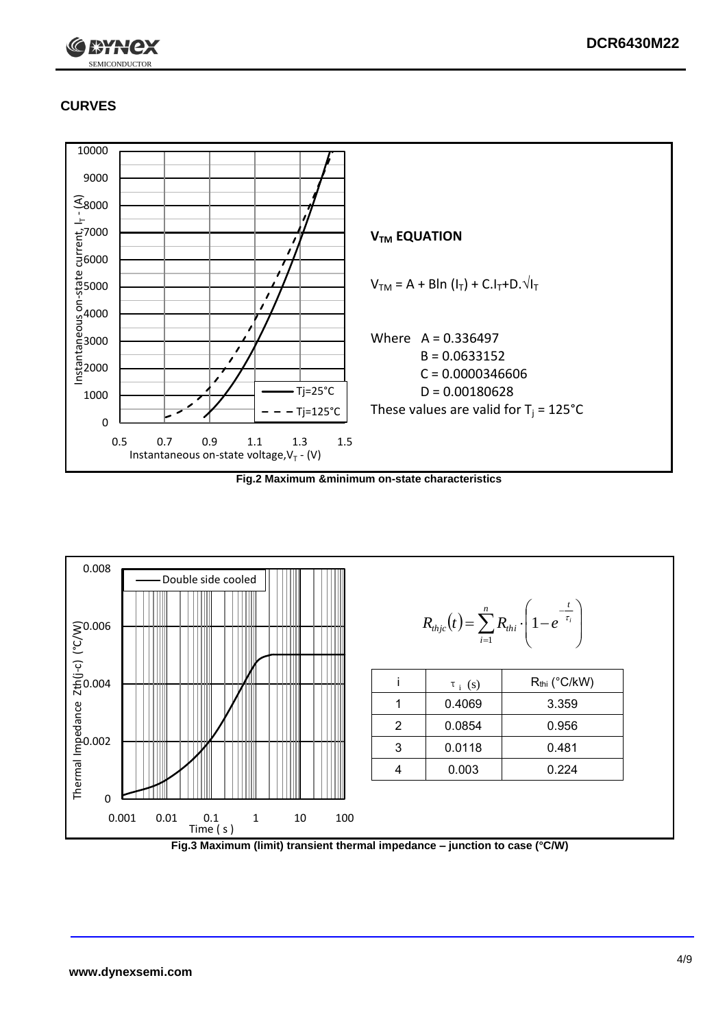## CURVES

**$V_{TM}$ EQUATION**

$V_{TM} = A + B\ln(I_T) + C.I_T + D.\sqrt{I_T}$

Where A = 0.336497

B = 0.0633152

C = 0.0000346606

D = 0.00180628

These values are valid for $T_j$ = 125°C

**Fig.2 Maximum &minimum on-state characteristics**

$$R_{thjc}(t) = \sum_{i=1}^{n} R_{thi} \cdot \left(1 - e^{-\frac{t}{\tau_i}}\right)$$

| i | $\tau_i$ (s) | $R_{thi}$ (°C/kW) |
|---|---|---|
| 1 | 0.4069 | 3.359 |
| 2 | 0.0854 | 0.956 |
| 3 | 0.0118 | 0.481 |
| 4 | 0.003 | 0.224 |

**Fig.3 Maximum (limit) transient thermal impedance – junction to case (°C/W)**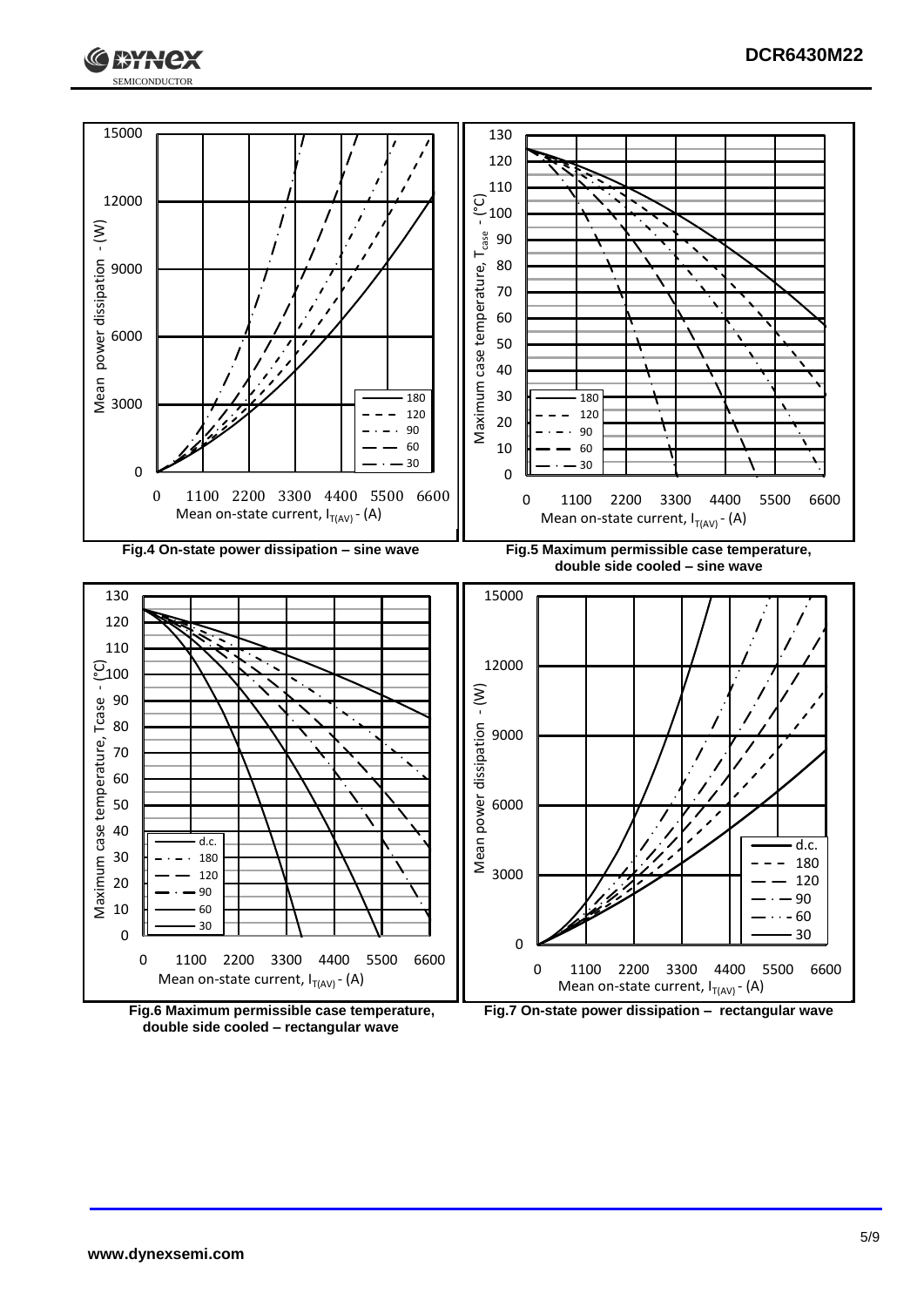Fig.4 On-state power dissipation – sine wave

Fig.5 Maximum permissible case temperature, double side cooled – sine wave

Fig.6 Maximum permissible case temperature, double side cooled – rectangular wave

Fig.7 On-state power dissipation – rectangular wave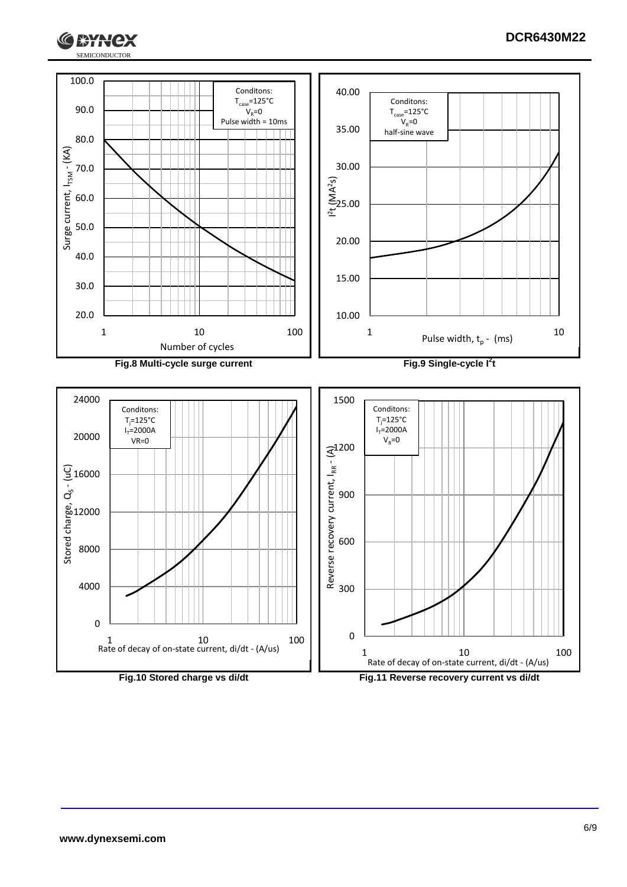Conditons:
$T_{case}$=125°C
$V_R$=0
Pulse width = 10ms

Surge current, $I_{TSM}$ - (KA)

Number of cycles

**Fig.8 Multi-cycle surge current**

Conditons:
$T_{case}$=125°C
$V_R$=0
half-sine wave

$I^2t$ ($MA^2s$)

Pulse width, $t_p$ - (ms)

**Fig.9 Single-cycle $I^2t$**

Conditons:
$T_j$=125°C
$I_T$=2000A
VR=0

Stored charge, $Q_S$ - (uC)

Rate of decay of on-state current, di/dt - (A/us)

**Fig.10 Stored charge vs di/dt**

Conditons:
$T_j$=125°C
$I_T$=2000A
$V_R$=0

Reverse recovery current, $I_{RR}$ - (A)

Rate of decay of on-state current, di/dt - (A/us)

**Fig.11 Reverse recovery current vs di/dt**

www.dynexsemi.com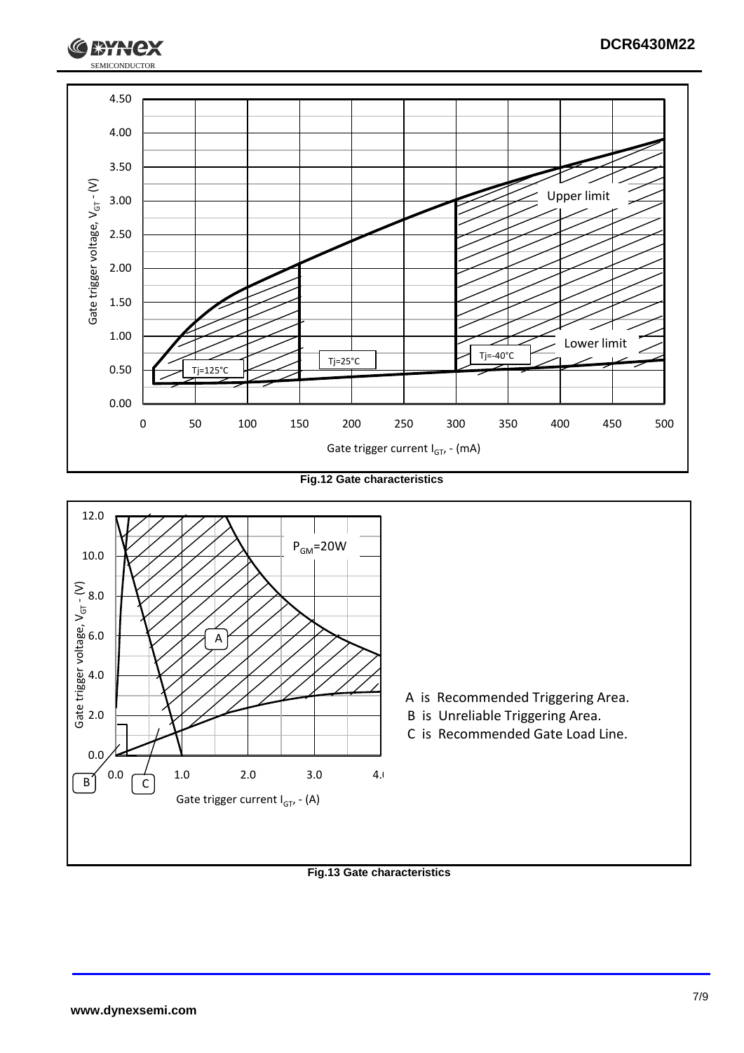Fig.12 Gate characteristics

A is Recommended Triggering Area.

B is Unreliable Triggering Area.

C is Recommended Gate Load Line.

Fig.13 Gate characteristics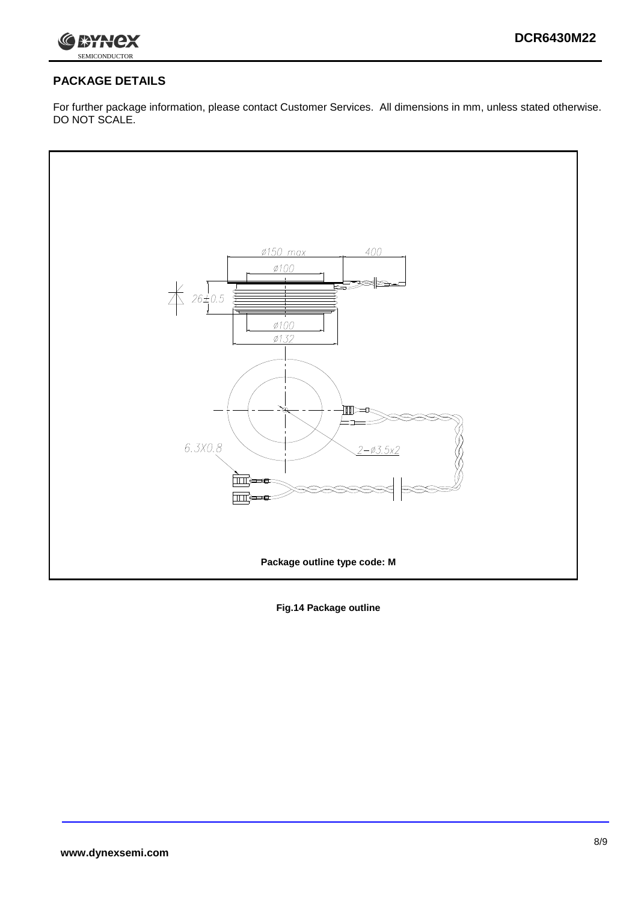## PACKAGE DETAILS

For further package information, please contact Customer Services. All dimensions in mm, unless stated otherwise. DO NOT SCALE.

ø150 max

400

ø100

26±0.5

ø100

ø132

6.3X0.8

2−ø3.5x2

Package outline type code: M

**Fig.14 Package outline**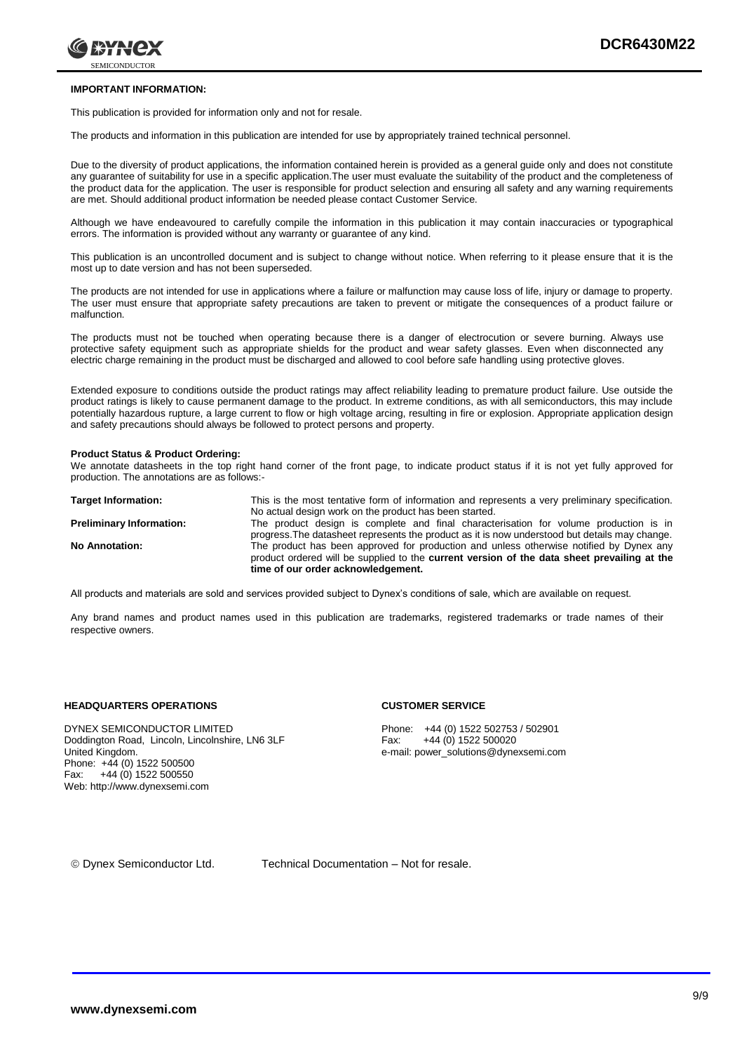**IMPORTANT INFORMATION:**

This publication is provided for information only and not for resale.

The products and information in this publication are intended for use by appropriately trained technical personnel.

Due to the diversity of product applications, the information contained herein is provided as a general guide only and does not constitute any guarantee of suitability for use in a specific application.The user must evaluate the suitability of the product and the completeness of the product data for the application. The user is responsible for product selection and ensuring all safety and any warning requirements are met. Should additional product information be needed please contact Customer Service.

Although we have endeavoured to carefully compile the information in this publication it may contain inaccuracies or typographical errors. The information is provided without any warranty or guarantee of any kind.

This publication is an uncontrolled document and is subject to change without notice. When referring to it please ensure that it is the most up to date version and has not been superseded.

The products are not intended for use in applications where a failure or malfunction may cause loss of life, injury or damage to property. The user must ensure that appropriate safety precautions are taken to prevent or mitigate the consequences of a product failure or malfunction.

The products must not be touched when operating because there is a danger of electrocution or severe burning. Always use protective safety equipment such as appropriate shields for the product and wear safety glasses. Even when disconnected any electric charge remaining in the product must be discharged and allowed to cool before safe handling using protective gloves.

Extended exposure to conditions outside the product ratings may affect reliability leading to premature product failure. Use outside the product ratings is likely to cause permanent damage to the product. In extreme conditions, as with all semiconductors, this may include potentially hazardous rupture, a large current to flow or high voltage arcing, resulting in fire or explosion. Appropriate application design and safety precautions should always be followed to protect persons and property.

**Product Status & Product Ordering:**

We annotate datasheets in the top right hand corner of the front page, to indicate product status if it is not yet fully approved for production. The annotations are as follows:-

| | |
|---|---|
| **Target Information:** | This is the most tentative form of information and represents a very preliminary specification. No actual design work on the product has been started. |
| **Preliminary Information:** | The product design is complete and final characterisation for volume production is in progress.The datasheet represents the product as it is now understood but details may change. |
| **No Annotation:** | The product has been approved for production and unless otherwise notified by Dynex any product ordered will be supplied to the **current version of the data sheet prevailing at the time of our order acknowledgement.** |

All products and materials are sold and services provided subject to Dynex's conditions of sale, which are available on request.

Any brand names and product names used in this publication are trademarks, registered trademarks or trade names of their respective owners.

**HEADQUARTERS OPERATIONS**

DYNEX SEMICONDUCTOR LIMITED
Doddington Road, Lincoln, Lincolnshire, LN6 3LF
United Kingdom.
Phone: +44 (0) 1522 500500
Fax: +44 (0) 1522 500550
Web: http://www.dynexsemi.com

**CUSTOMER SERVICE**

Phone: +44 (0) 1522 502753 / 502901
Fax: +44 (0) 1522 500020
e-mail: power_solutions@dynexsemi.com

© Dynex Semiconductor Ltd. Technical Documentation – Not for resale.